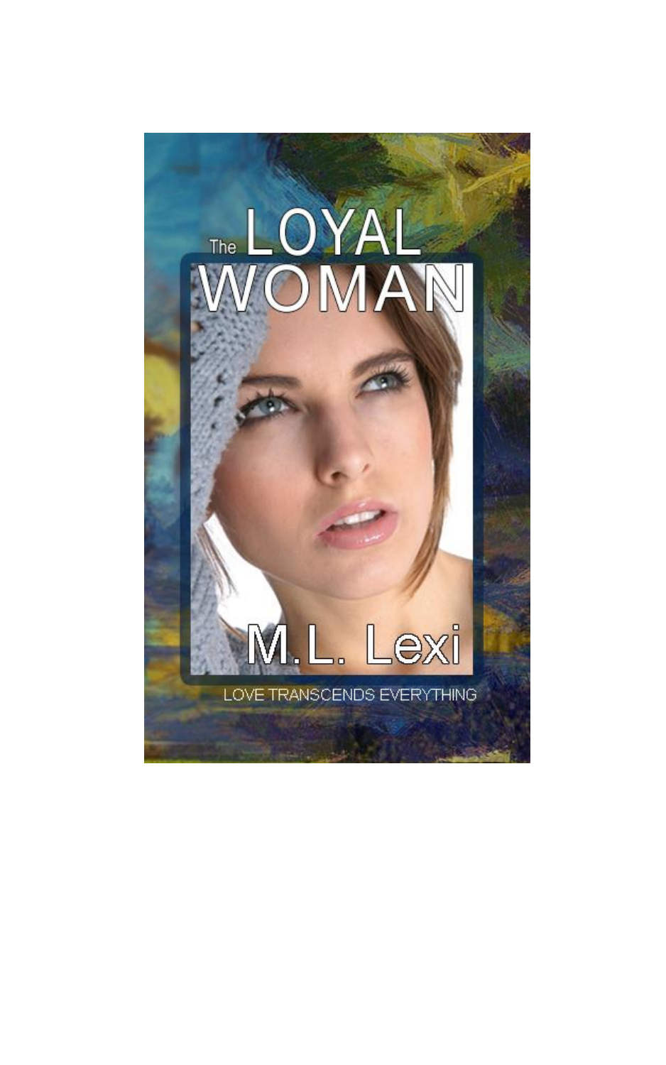# The LOYAL WOMAN

M.L. Lexi

LOVE TRANSCENDS EVERYTHING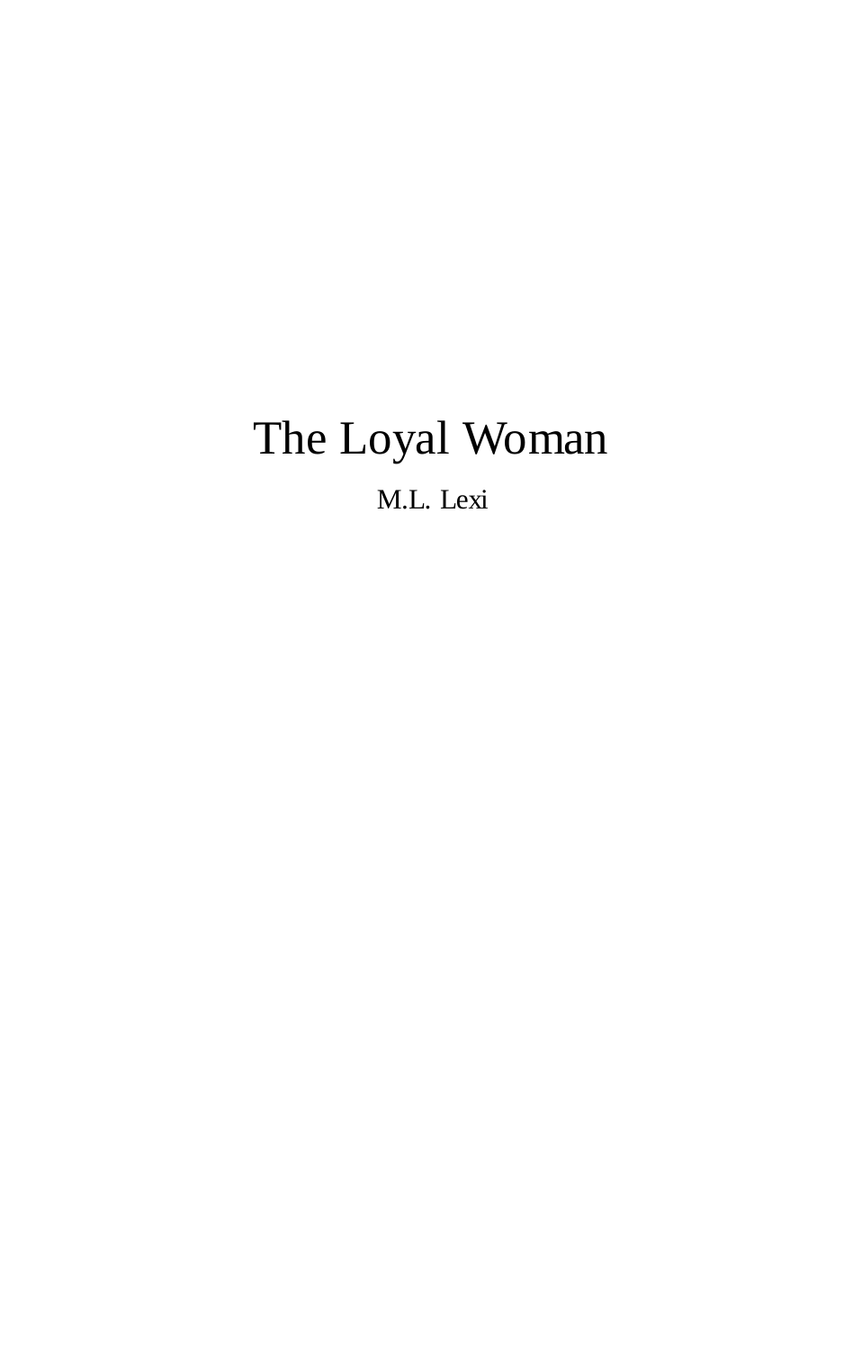# The Loyal Woman

M.L. Lexi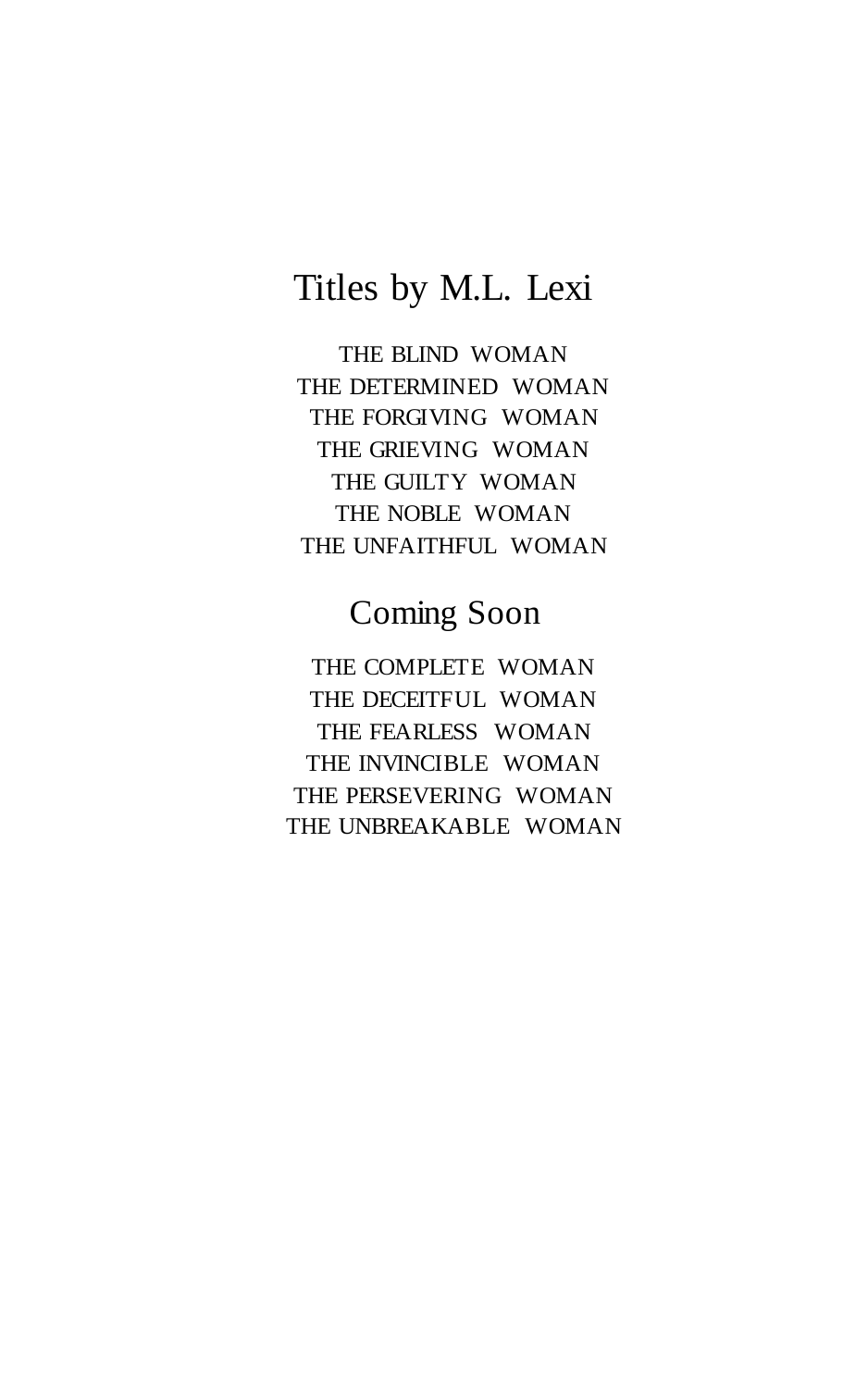# Titles by M.L. Lexi

THE BLIND WOMAN
THE DETERMINED WOMAN
THE FORGIVING WOMAN
THE GRIEVING WOMAN
THE GUILTY WOMAN
THE NOBLE WOMAN
THE UNFAITHFUL WOMAN

## Coming Soon

THE COMPLETE WOMAN
THE DECEITFUL WOMAN
THE FEARLESS WOMAN
THE INVINCIBLE WOMAN
THE PERSEVERING WOMAN
THE UNBREAKABLE WOMAN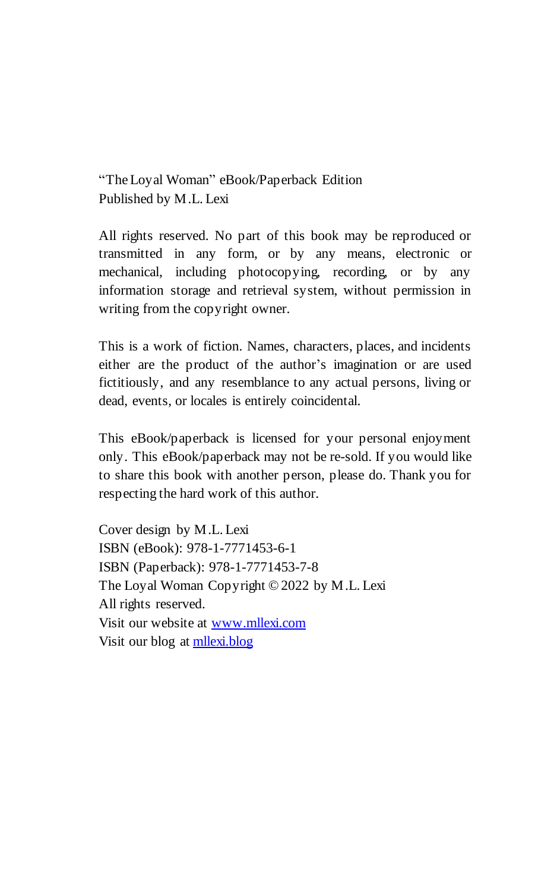"The Loyal Woman" eBook/Paperback Edition
Published by M.L. Lexi

All rights reserved. No part of this book may be reproduced or transmitted in any form, or by any means, electronic or mechanical, including photocopying, recording, or by any information storage and retrieval system, without permission in writing from the copyright owner.

This is a work of fiction. Names, characters, places, and incidents either are the product of the author's imagination or are used fictitiously, and any resemblance to any actual persons, living or dead, events, or locales is entirely coincidental.

This eBook/paperback is licensed for your personal enjoyment only. This eBook/paperback may not be re-sold. If you would like to share this book with another person, please do. Thank you for respecting the hard work of this author.

Cover design by M.L. Lexi
ISBN (eBook): 978-1-7771453-6-1
ISBN (Paperback): 978-1-7771453-7-8
The Loyal Woman Copyright © 2022 by M.L. Lexi
All rights reserved.
Visit our website at [www.mllexi.com](http://www.mllexi.com)
Visit our blog at [mllexi.blog](http://mllexi.blog)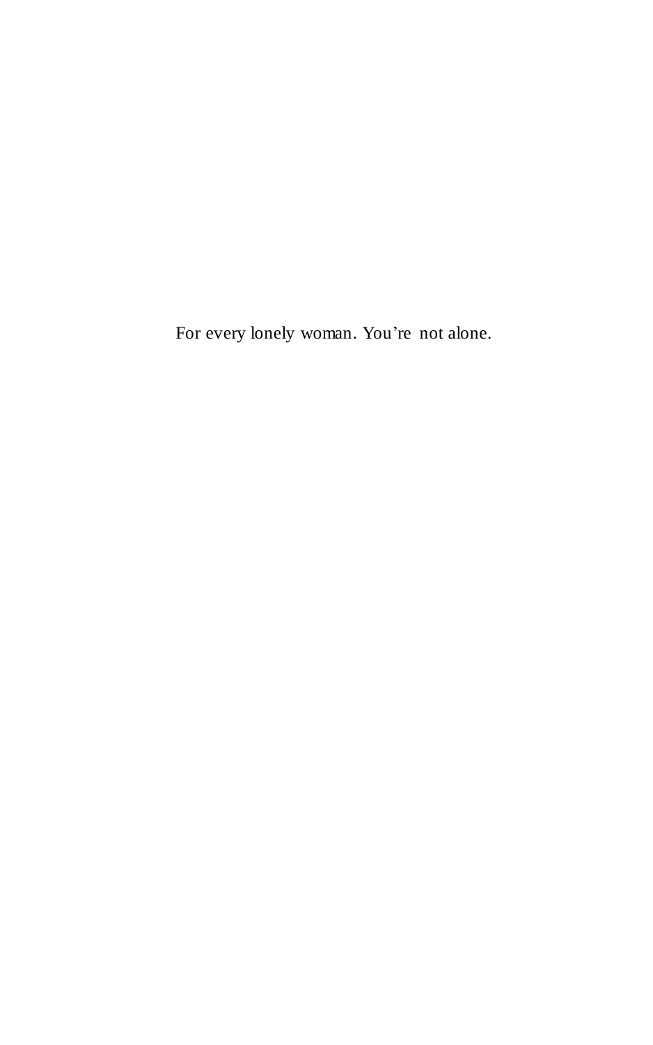For every lonely woman. You’re not alone.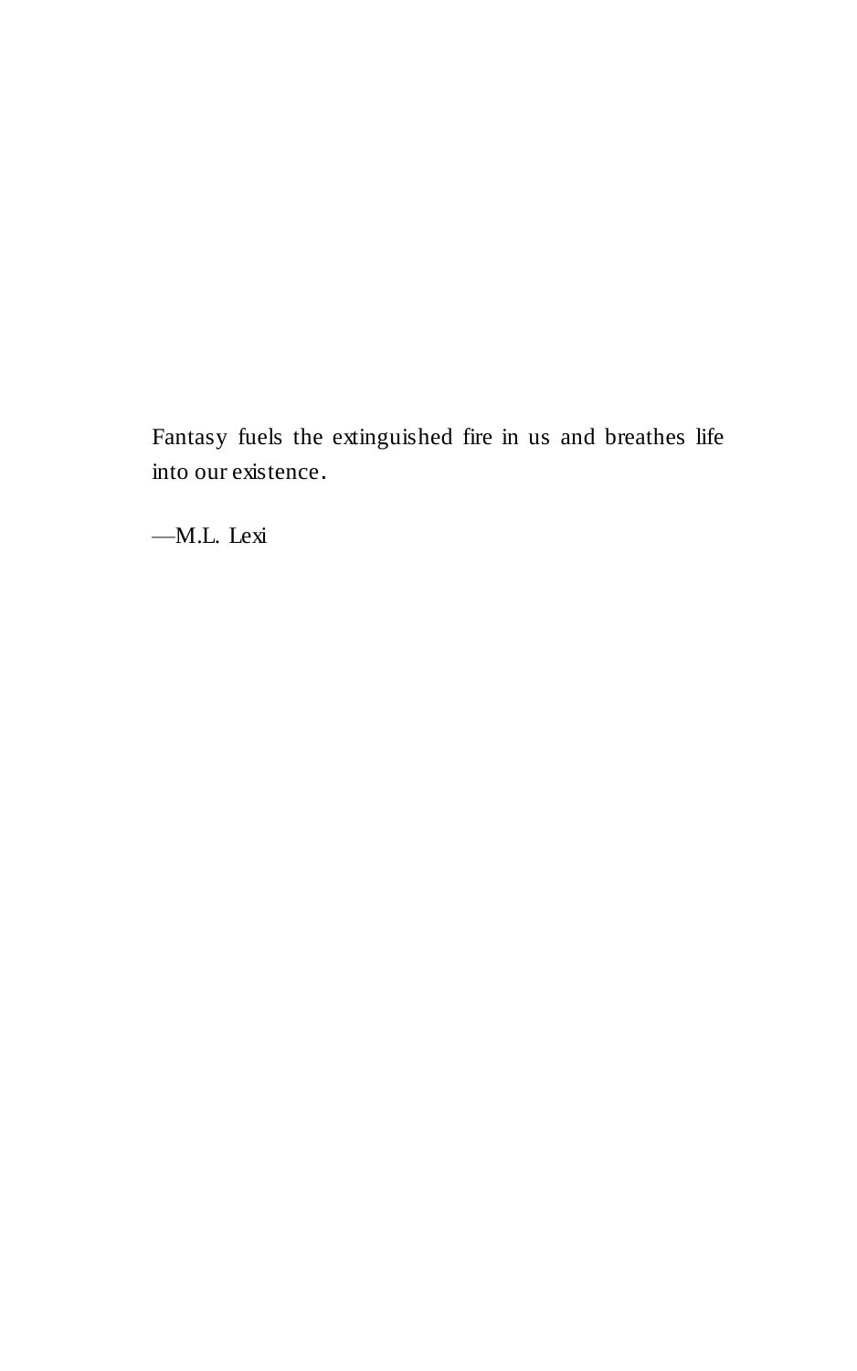Fantasy fuels the extinguished fire in us and breathes life into our existence.

—M.L. Lexi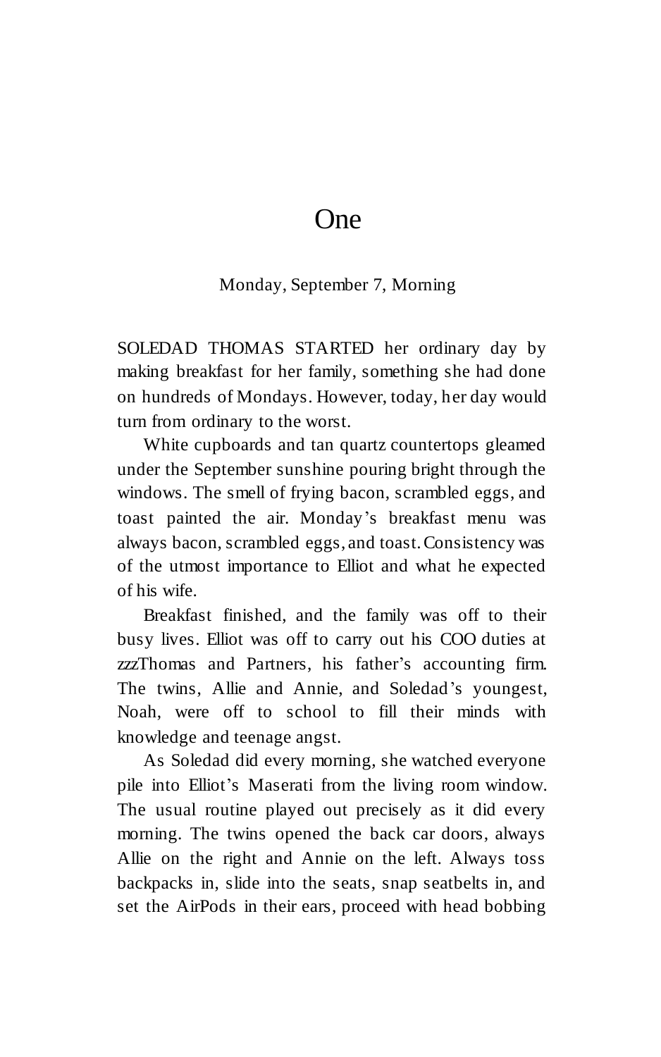# One

Monday, September 7, Morning

SOLEDAD THOMAS STARTED her ordinary day by making breakfast for her family, something she had done on hundreds of Mondays. However, today, her day would turn from ordinary to the worst.

White cupboards and tan quartz countertops gleamed under the September sunshine pouring bright through the windows. The smell of frying bacon, scrambled eggs, and toast painted the air. Monday's breakfast menu was always bacon, scrambled eggs, and toast. Consistency was of the utmost importance to Elliot and what he expected of his wife.

Breakfast finished, and the family was off to their busy lives. Elliot was off to carry out his COO duties at zzzThomas and Partners, his father's accounting firm. The twins, Allie and Annie, and Soledad's youngest, Noah, were off to school to fill their minds with knowledge and teenage angst.

As Soledad did every morning, she watched everyone pile into Elliot's Maserati from the living room window. The usual routine played out precisely as it did every morning. The twins opened the back car doors, always Allie on the right and Annie on the left. Always toss backpacks in, slide into the seats, snap seatbelts in, and set the AirPods in their ears, proceed with head bobbing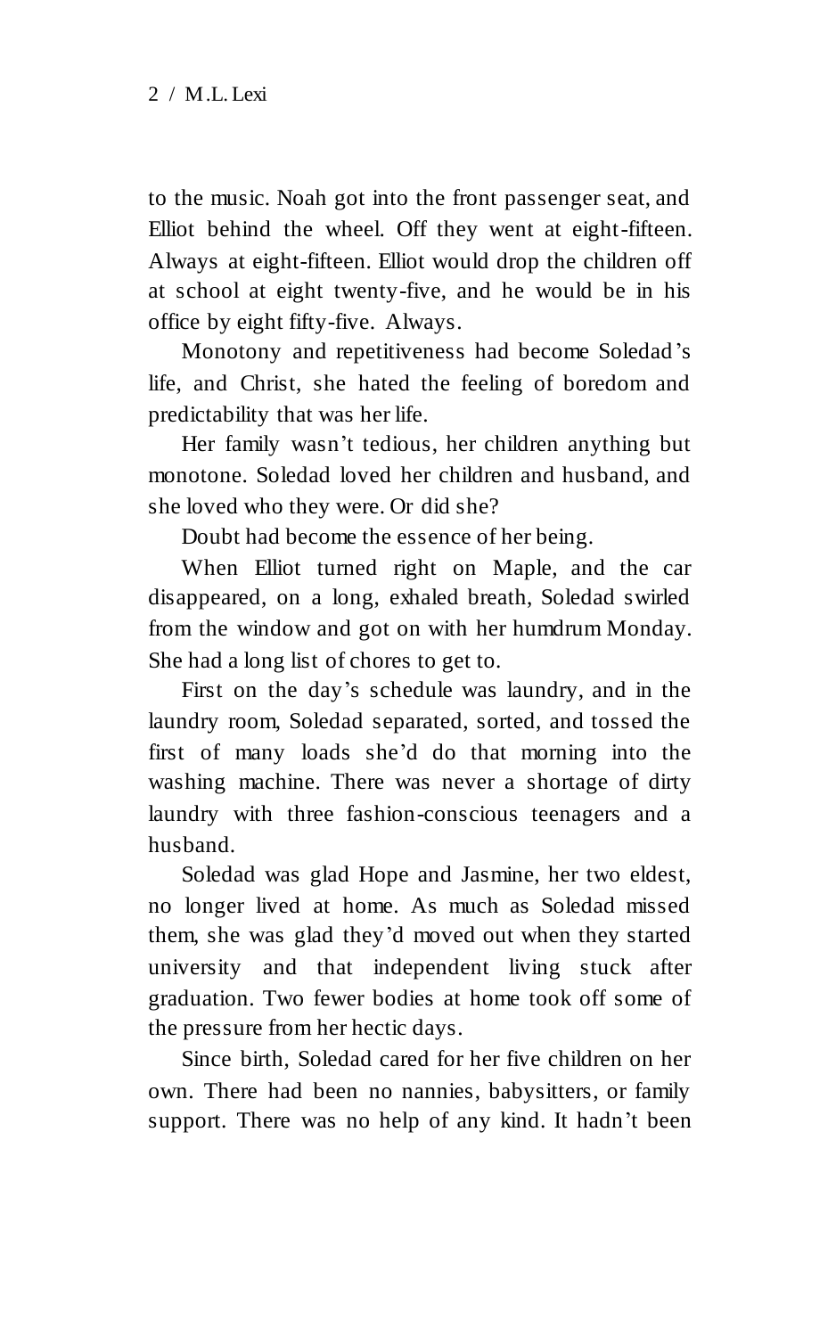to the music. Noah got into the front passenger seat, and Elliot behind the wheel. Off they went at eight-fifteen. Always at eight-fifteen. Elliot would drop the children off at school at eight twenty-five, and he would be in his office by eight fifty-five. Always.

Monotony and repetitiveness had become Soledad's life, and Christ, she hated the feeling of boredom and predictability that was her life.

Her family wasn't tedious, her children anything but monotone. Soledad loved her children and husband, and she loved who they were. Or did she?

Doubt had become the essence of her being.

When Elliot turned right on Maple, and the car disappeared, on a long, exhaled breath, Soledad swirled from the window and got on with her humdrum Monday. She had a long list of chores to get to.

First on the day's schedule was laundry, and in the laundry room, Soledad separated, sorted, and tossed the first of many loads she'd do that morning into the washing machine. There was never a shortage of dirty laundry with three fashion-conscious teenagers and a husband.

Soledad was glad Hope and Jasmine, her two eldest, no longer lived at home. As much as Soledad missed them, she was glad they'd moved out when they started university and that independent living stuck after graduation. Two fewer bodies at home took off some of the pressure from her hectic days.

Since birth, Soledad cared for her five children on her own. There had been no nannies, babysitters, or family support. There was no help of any kind. It hadn't been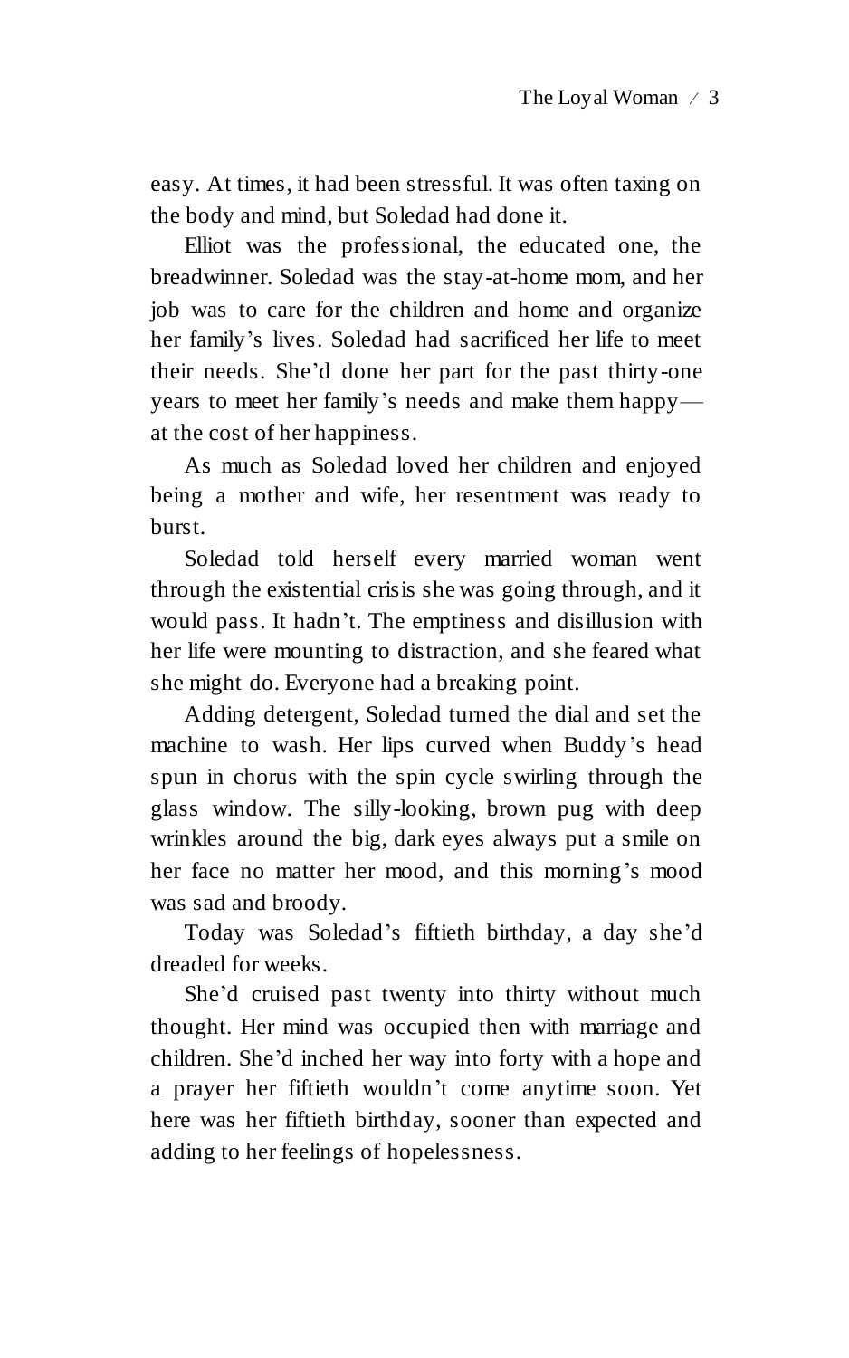easy. At times, it had been stressful. It was often taxing on the body and mind, but Soledad had done it.

Elliot was the professional, the educated one, the breadwinner. Soledad was the stay-at-home mom, and her job was to care for the children and home and organize her family's lives. Soledad had sacrificed her life to meet their needs. She'd done her part for the past thirty-one years to meet her family's needs and make them happy—at the cost of her happiness.

As much as Soledad loved her children and enjoyed being a mother and wife, her resentment was ready to burst.

Soledad told herself every married woman went through the existential crisis she was going through, and it would pass. It hadn't. The emptiness and disillusion with her life were mounting to distraction, and she feared what she might do. Everyone had a breaking point.

Adding detergent, Soledad turned the dial and set the machine to wash. Her lips curved when Buddy's head spun in chorus with the spin cycle swirling through the glass window. The silly-looking, brown pug with deep wrinkles around the big, dark eyes always put a smile on her face no matter her mood, and this morning's mood was sad and broody.

Today was Soledad's fiftieth birthday, a day she'd dreaded for weeks.

She'd cruised past twenty into thirty without much thought. Her mind was occupied then with marriage and children. She'd inched her way into forty with a hope and a prayer her fiftieth wouldn't come anytime soon. Yet here was her fiftieth birthday, sooner than expected and adding to her feelings of hopelessness.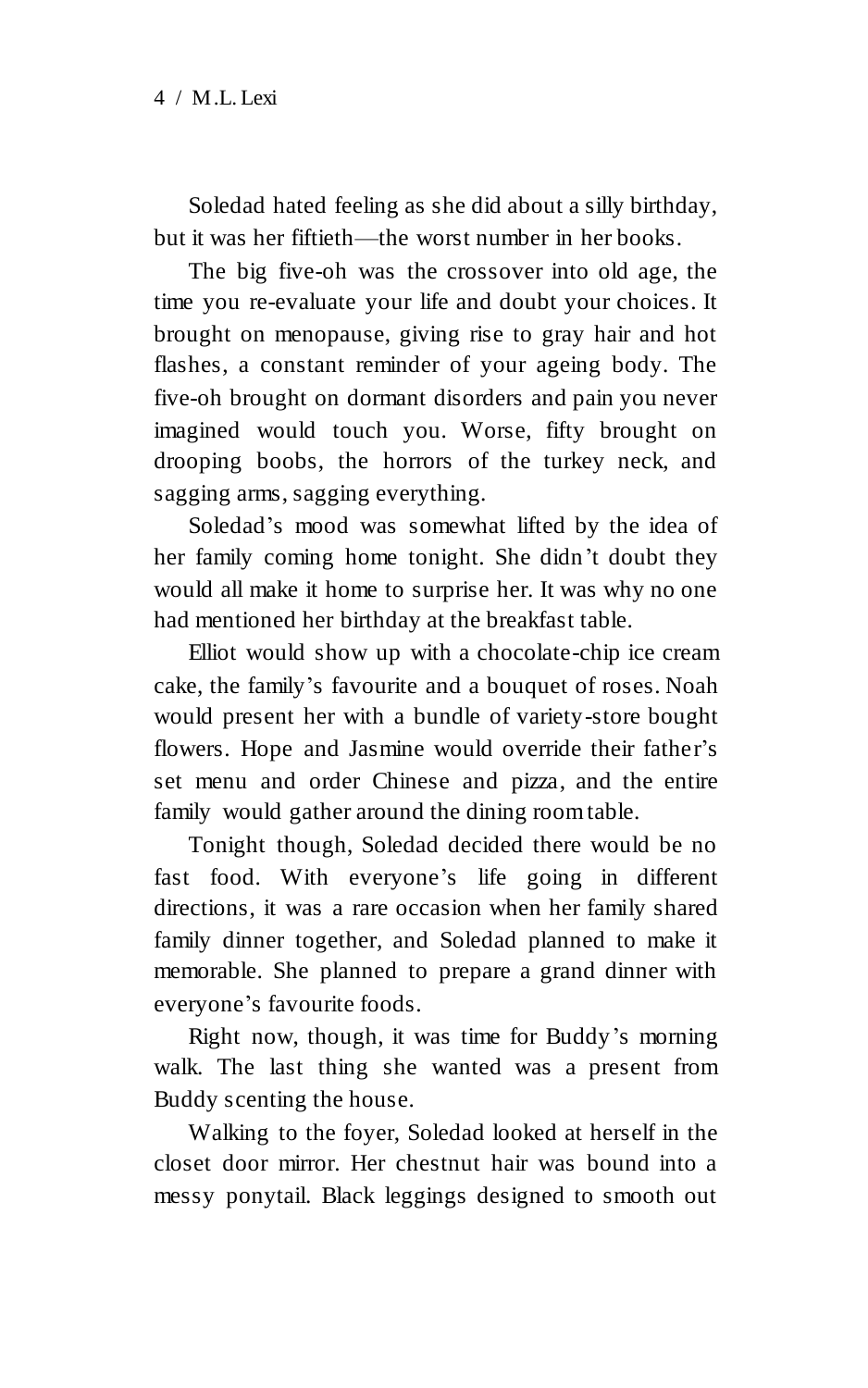Soledad hated feeling as she did about a silly birthday, but it was her fiftieth—the worst number in her books.

The big five-oh was the crossover into old age, the time you re-evaluate your life and doubt your choices. It brought on menopause, giving rise to gray hair and hot flashes, a constant reminder of your ageing body. The five-oh brought on dormant disorders and pain you never imagined would touch you. Worse, fifty brought on drooping boobs, the horrors of the turkey neck, and sagging arms, sagging everything.

Soledad's mood was somewhat lifted by the idea of her family coming home tonight. She didn't doubt they would all make it home to surprise her. It was why no one had mentioned her birthday at the breakfast table.

Elliot would show up with a chocolate-chip ice cream cake, the family's favourite and a bouquet of roses. Noah would present her with a bundle of variety-store bought flowers. Hope and Jasmine would override their father's set menu and order Chinese and pizza, and the entire family would gather around the dining room table.

Tonight though, Soledad decided there would be no fast food. With everyone's life going in different directions, it was a rare occasion when her family shared family dinner together, and Soledad planned to make it memorable. She planned to prepare a grand dinner with everyone's favourite foods.

Right now, though, it was time for Buddy's morning walk. The last thing she wanted was a present from Buddy scenting the house.

Walking to the foyer, Soledad looked at herself in the closet door mirror. Her chestnut hair was bound into a messy ponytail. Black leggings designed to smooth out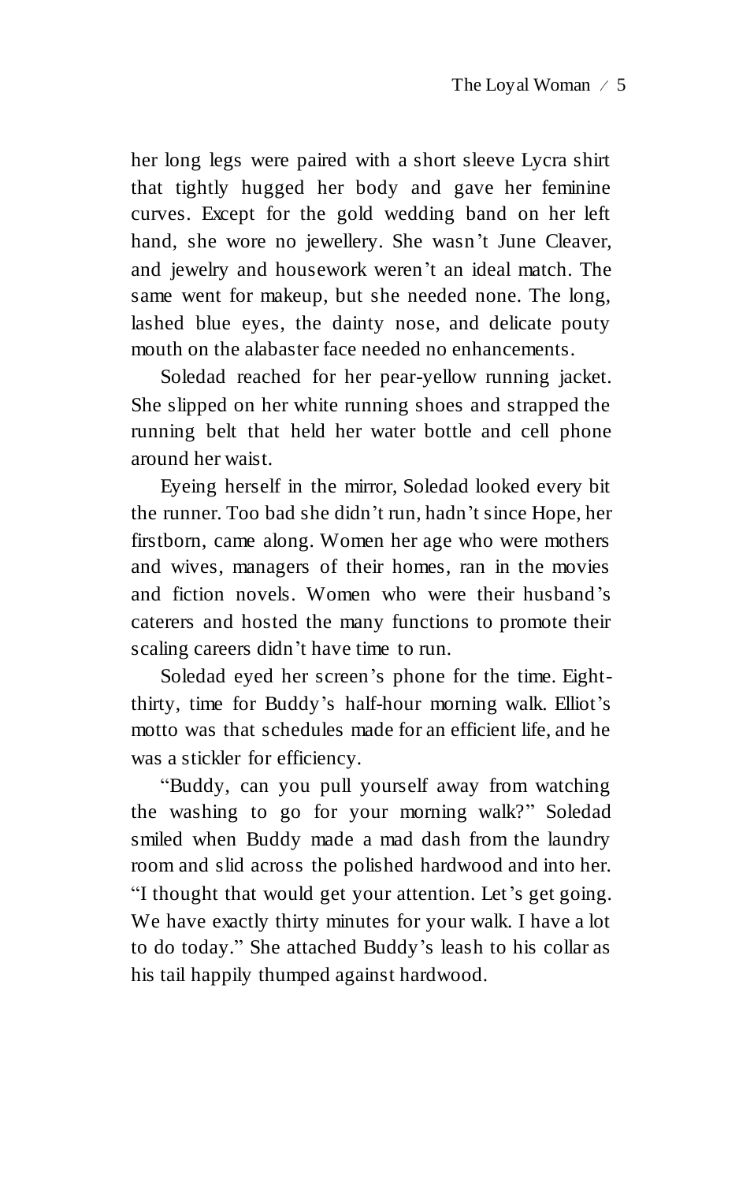her long legs were paired with a short sleeve Lycra shirt that tightly hugged her body and gave her feminine curves. Except for the gold wedding band on her left hand, she wore no jewellery. She wasn't June Cleaver, and jewelry and housework weren't an ideal match. The same went for makeup, but she needed none. The long, lashed blue eyes, the dainty nose, and delicate pouty mouth on the alabaster face needed no enhancements.

Soledad reached for her pear-yellow running jacket. She slipped on her white running shoes and strapped the running belt that held her water bottle and cell phone around her waist.

Eyeing herself in the mirror, Soledad looked every bit the runner. Too bad she didn't run, hadn't since Hope, her firstborn, came along. Women her age who were mothers and wives, managers of their homes, ran in the movies and fiction novels. Women who were their husband's caterers and hosted the many functions to promote their scaling careers didn't have time to run.

Soledad eyed her screen's phone for the time. Eight-thirty, time for Buddy's half-hour morning walk. Elliot's motto was that schedules made for an efficient life, and he was a stickler for efficiency.

"Buddy, can you pull yourself away from watching the washing to go for your morning walk?" Soledad smiled when Buddy made a mad dash from the laundry room and slid across the polished hardwood and into her. "I thought that would get your attention. Let's get going. We have exactly thirty minutes for your walk. I have a lot to do today." She attached Buddy's leash to his collar as his tail happily thumped against hardwood.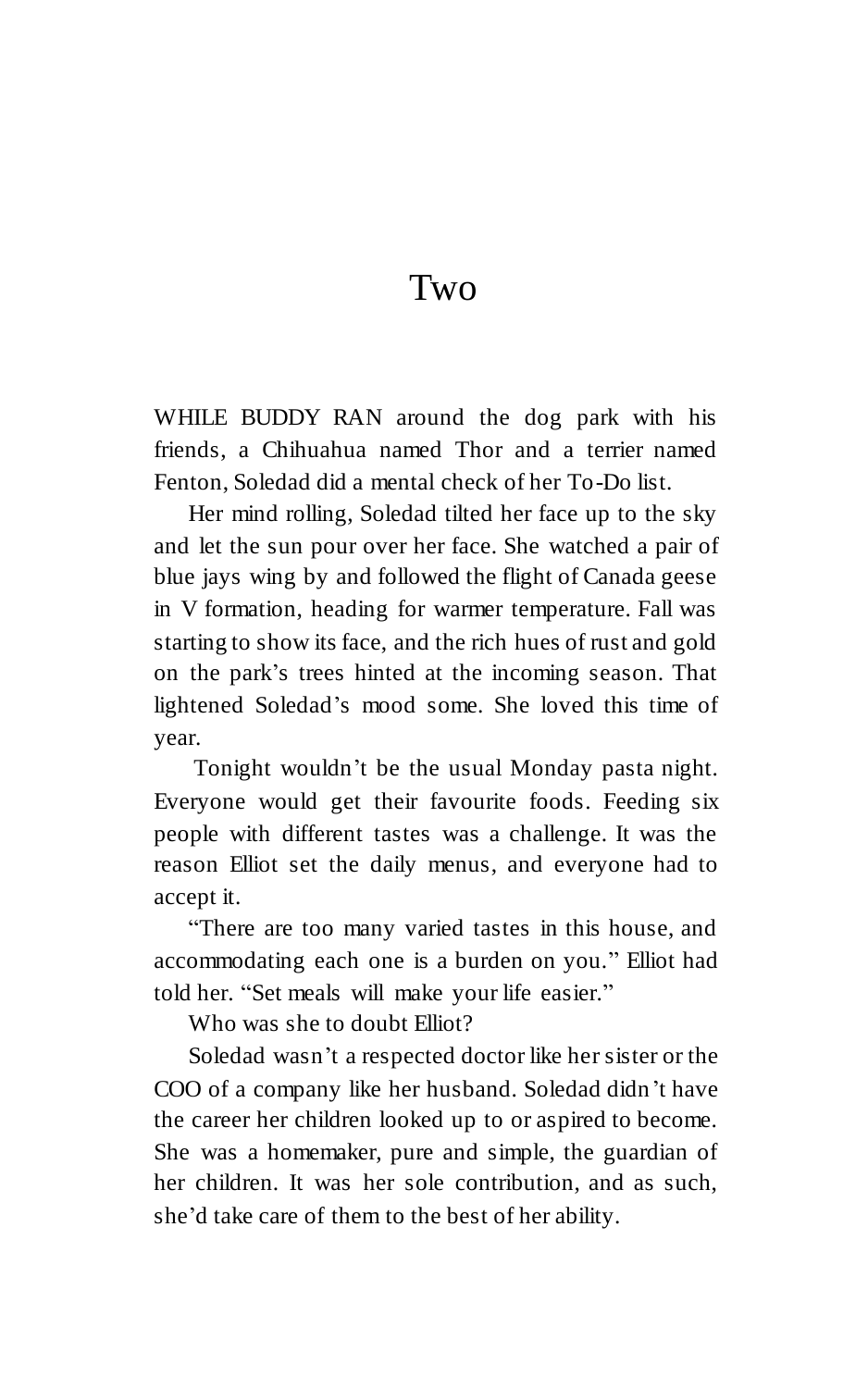# Two

WHILE BUDDY RAN around the dog park with his friends, a Chihuahua named Thor and a terrier named Fenton, Soledad did a mental check of her To-Do list.

Her mind rolling, Soledad tilted her face up to the sky and let the sun pour over her face. She watched a pair of blue jays wing by and followed the flight of Canada geese in V formation, heading for warmer temperature. Fall was starting to show its face, and the rich hues of rust and gold on the park's trees hinted at the incoming season. That lightened Soledad's mood some. She loved this time of year.

Tonight wouldn't be the usual Monday pasta night. Everyone would get their favourite foods. Feeding six people with different tastes was a challenge. It was the reason Elliot set the daily menus, and everyone had to accept it.

"There are too many varied tastes in this house, and accommodating each one is a burden on you." Elliot had told her. "Set meals will make your life easier."

Who was she to doubt Elliot?

Soledad wasn't a respected doctor like her sister or the COO of a company like her husband. Soledad didn't have the career her children looked up to or aspired to become. She was a homemaker, pure and simple, the guardian of her children. It was her sole contribution, and as such, she'd take care of them to the best of her ability.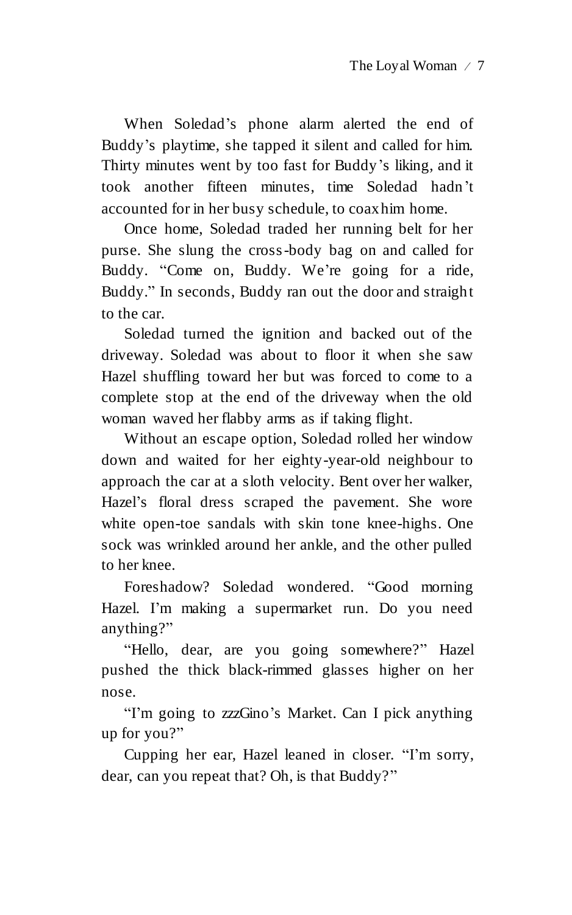When Soledad's phone alarm alerted the end of Buddy's playtime, she tapped it silent and called for him. Thirty minutes went by too fast for Buddy's liking, and it took another fifteen minutes, time Soledad hadn't accounted for in her busy schedule, to coax him home.

Once home, Soledad traded her running belt for her purse. She slung the cross-body bag on and called for Buddy. "Come on, Buddy. We're going for a ride, Buddy." In seconds, Buddy ran out the door and straight to the car.

Soledad turned the ignition and backed out of the driveway. Soledad was about to floor it when she saw Hazel shuffling toward her but was forced to come to a complete stop at the end of the driveway when the old woman waved her flabby arms as if taking flight.

Without an escape option, Soledad rolled her window down and waited for her eighty-year-old neighbour to approach the car at a sloth velocity. Bent over her walker, Hazel's floral dress scraped the pavement. She wore white open-toe sandals with skin tone knee-highs. One sock was wrinkled around her ankle, and the other pulled to her knee.

Foreshadow? Soledad wondered. "Good morning Hazel. I'm making a supermarket run. Do you need anything?"

"Hello, dear, are you going somewhere?" Hazel pushed the thick black-rimmed glasses higher on her nose.

"I'm going to zzzGino's Market. Can I pick anything up for you?"

Cupping her ear, Hazel leaned in closer. "I'm sorry, dear, can you repeat that? Oh, is that Buddy?"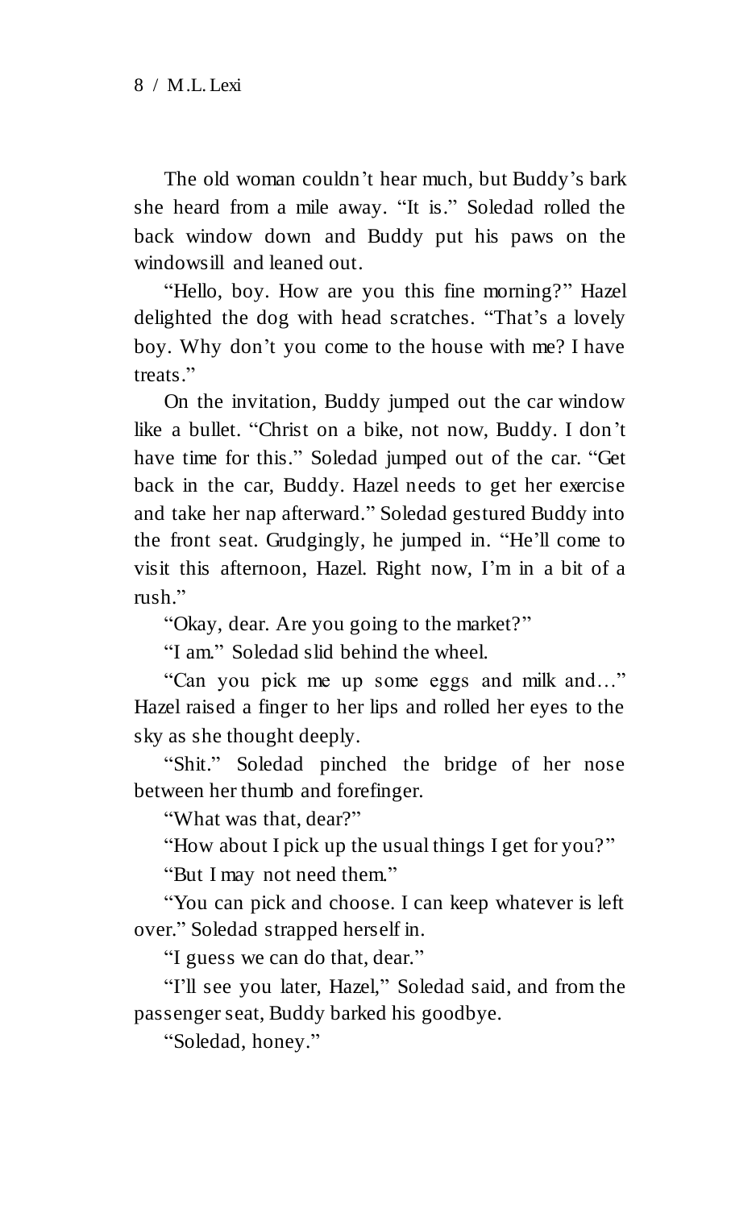The old woman couldn't hear much, but Buddy's bark she heard from a mile away. "It is." Soledad rolled the back window down and Buddy put his paws on the windowsill and leaned out.

"Hello, boy. How are you this fine morning?" Hazel delighted the dog with head scratches. "That's a lovely boy. Why don't you come to the house with me? I have treats."

On the invitation, Buddy jumped out the car window like a bullet. "Christ on a bike, not now, Buddy. I don't have time for this." Soledad jumped out of the car. "Get back in the car, Buddy. Hazel needs to get her exercise and take her nap afterward." Soledad gestured Buddy into the front seat. Grudgingly, he jumped in. "He'll come to visit this afternoon, Hazel. Right now, I'm in a bit of a rush."

"Okay, dear. Are you going to the market?"

"I am." Soledad slid behind the wheel.

"Can you pick me up some eggs and milk and…" Hazel raised a finger to her lips and rolled her eyes to the sky as she thought deeply.

"Shit." Soledad pinched the bridge of her nose between her thumb and forefinger.

"What was that, dear?"

"How about I pick up the usual things I get for you?"

"But I may not need them."

"You can pick and choose. I can keep whatever is left over." Soledad strapped herself in.

"I guess we can do that, dear."

"I'll see you later, Hazel," Soledad said, and from the passenger seat, Buddy barked his goodbye.

"Soledad, honey."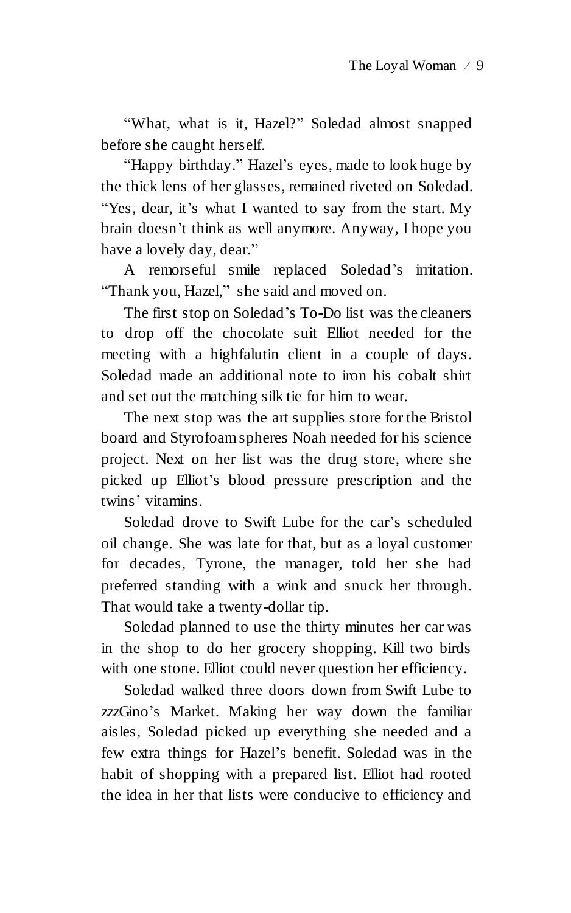"What, what is it, Hazel?" Soledad almost snapped before she caught herself.

"Happy birthday." Hazel's eyes, made to look huge by the thick lens of her glasses, remained riveted on Soledad. "Yes, dear, it's what I wanted to say from the start. My brain doesn't think as well anymore. Anyway, I hope you have a lovely day, dear."

A remorseful smile replaced Soledad's irritation. "Thank you, Hazel," she said and moved on.

The first stop on Soledad's To-Do list was the cleaners to drop off the chocolate suit Elliot needed for the meeting with a highfalutin client in a couple of days. Soledad made an additional note to iron his cobalt shirt and set out the matching silk tie for him to wear.

The next stop was the art supplies store for the Bristol board and Styrofoam spheres Noah needed for his science project. Next on her list was the drug store, where she picked up Elliot's blood pressure prescription and the twins' vitamins.

Soledad drove to Swift Lube for the car's scheduled oil change. She was late for that, but as a loyal customer for decades, Tyrone, the manager, told her she had preferred standing with a wink and snuck her through. That would take a twenty-dollar tip.

Soledad planned to use the thirty minutes her car was in the shop to do her grocery shopping. Kill two birds with one stone. Elliot could never question her efficiency.

Soledad walked three doors down from Swift Lube to zzzGino's Market. Making her way down the familiar aisles, Soledad picked up everything she needed and a few extra things for Hazel's benefit. Soledad was in the habit of shopping with a prepared list. Elliot had rooted the idea in her that lists were conducive to efficiency and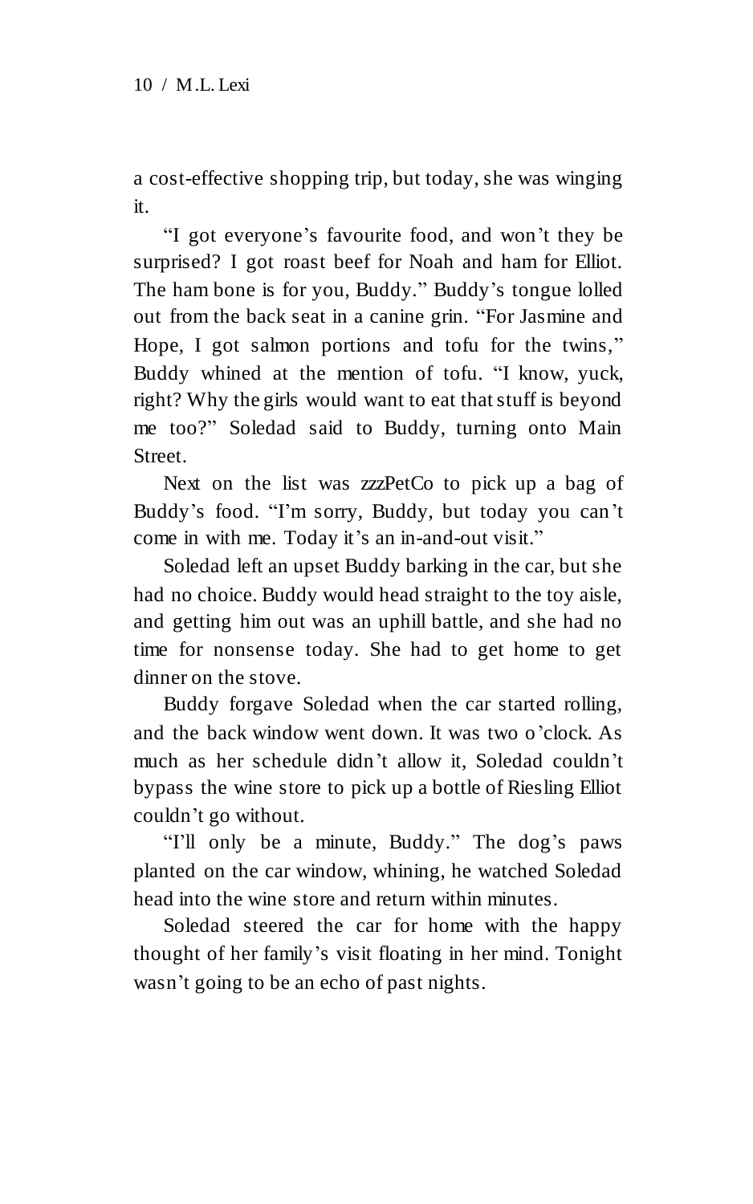a cost-effective shopping trip, but today, she was winging it.

"I got everyone's favourite food, and won't they be surprised? I got roast beef for Noah and ham for Elliot. The ham bone is for you, Buddy." Buddy's tongue lolled out from the back seat in a canine grin. "For Jasmine and Hope, I got salmon portions and tofu for the twins," Buddy whined at the mention of tofu. "I know, yuck, right? Why the girls would want to eat that stuff is beyond me too?" Soledad said to Buddy, turning onto Main Street.

Next on the list was zzzPetCo to pick up a bag of Buddy's food. "I'm sorry, Buddy, but today you can't come in with me. Today it's an in-and-out visit."

Soledad left an upset Buddy barking in the car, but she had no choice. Buddy would head straight to the toy aisle, and getting him out was an uphill battle, and she had no time for nonsense today. She had to get home to get dinner on the stove.

Buddy forgave Soledad when the car started rolling, and the back window went down. It was two o'clock. As much as her schedule didn't allow it, Soledad couldn't bypass the wine store to pick up a bottle of Riesling Elliot couldn't go without.

"I'll only be a minute, Buddy." The dog's paws planted on the car window, whining, he watched Soledad head into the wine store and return within minutes.

Soledad steered the car for home with the happy thought of her family's visit floating in her mind. Tonight wasn't going to be an echo of past nights.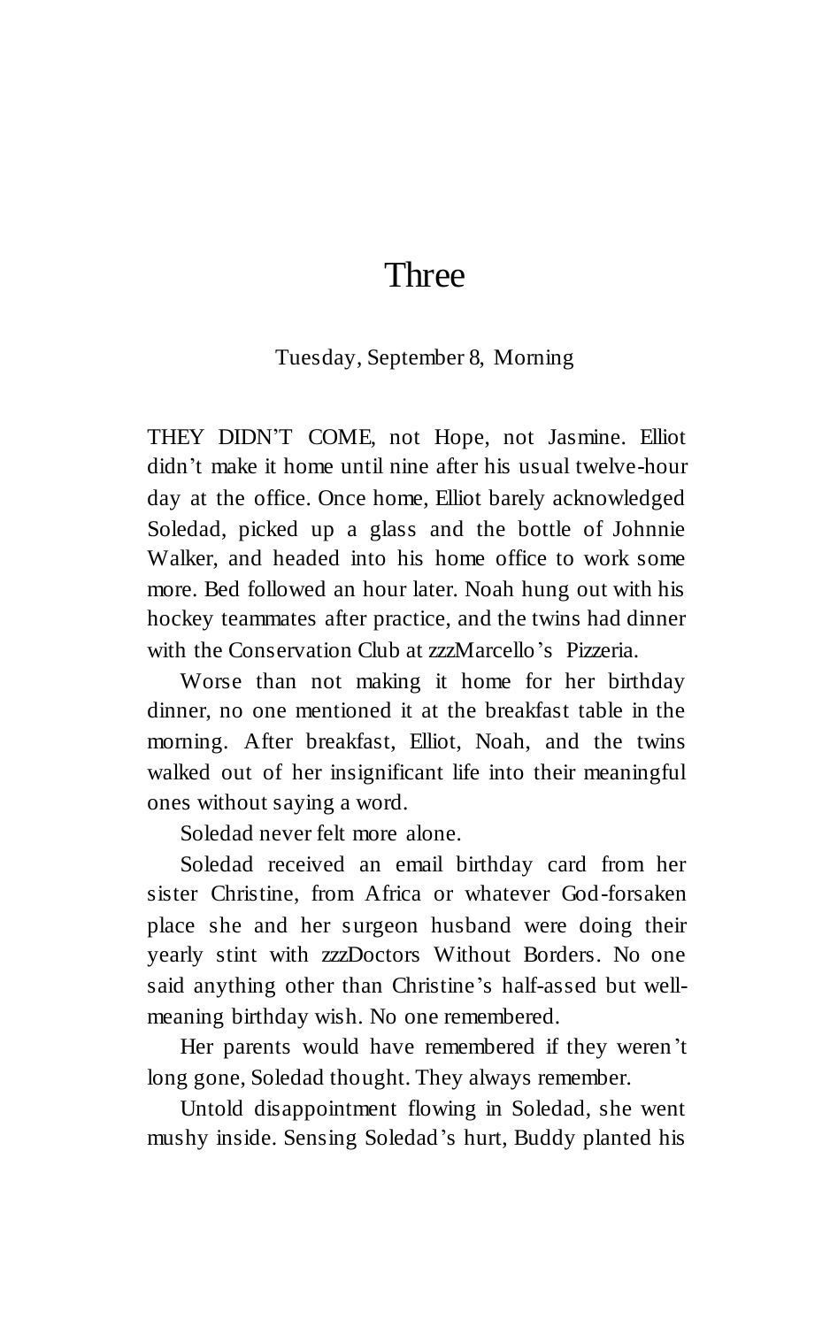# Three

Tuesday, September 8, Morning

THEY DIDN'T COME, not Hope, not Jasmine. Elliot didn't make it home until nine after his usual twelve-hour day at the office. Once home, Elliot barely acknowledged Soledad, picked up a glass and the bottle of Johnnie Walker, and headed into his home office to work some more. Bed followed an hour later. Noah hung out with his hockey teammates after practice, and the twins had dinner with the Conservation Club at zzzMarcello's Pizzeria.

Worse than not making it home for her birthday dinner, no one mentioned it at the breakfast table in the morning. After breakfast, Elliot, Noah, and the twins walked out of her insignificant life into their meaningful ones without saying a word.

Soledad never felt more alone.

Soledad received an email birthday card from her sister Christine, from Africa or whatever God-forsaken place she and her surgeon husband were doing their yearly stint with zzzDoctors Without Borders. No one said anything other than Christine's half-assed but well-meaning birthday wish. No one remembered.

Her parents would have remembered if they weren't long gone, Soledad thought. They always remember.

Untold disappointment flowing in Soledad, she went mushy inside. Sensing Soledad's hurt, Buddy planted his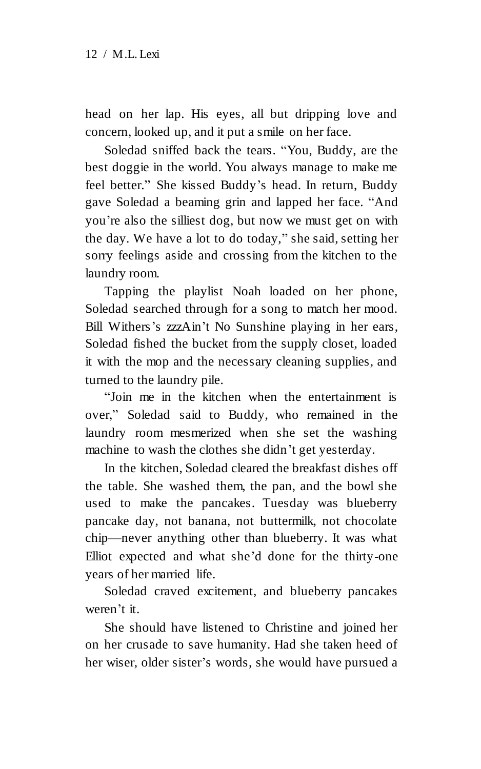head on her lap. His eyes, all but dripping love and concern, looked up, and it put a smile on her face.

Soledad sniffed back the tears. "You, Buddy, are the best doggie in the world. You always manage to make me feel better." She kissed Buddy's head. In return, Buddy gave Soledad a beaming grin and lapped her face. "And you're also the silliest dog, but now we must get on with the day. We have a lot to do today," she said, setting her sorry feelings aside and crossing from the kitchen to the laundry room.

Tapping the playlist Noah loaded on her phone, Soledad searched through for a song to match her mood. Bill Withers's zzzAin't No Sunshine playing in her ears, Soledad fished the bucket from the supply closet, loaded it with the mop and the necessary cleaning supplies, and turned to the laundry pile.

"Join me in the kitchen when the entertainment is over," Soledad said to Buddy, who remained in the laundry room mesmerized when she set the washing machine to wash the clothes she didn't get yesterday.

In the kitchen, Soledad cleared the breakfast dishes off the table. She washed them, the pan, and the bowl she used to make the pancakes. Tuesday was blueberry pancake day, not banana, not buttermilk, not chocolate chip—never anything other than blueberry. It was what Elliot expected and what she'd done for the thirty-one years of her married life.

Soledad craved excitement, and blueberry pancakes weren't it.

She should have listened to Christine and joined her on her crusade to save humanity. Had she taken heed of her wiser, older sister's words, she would have pursued a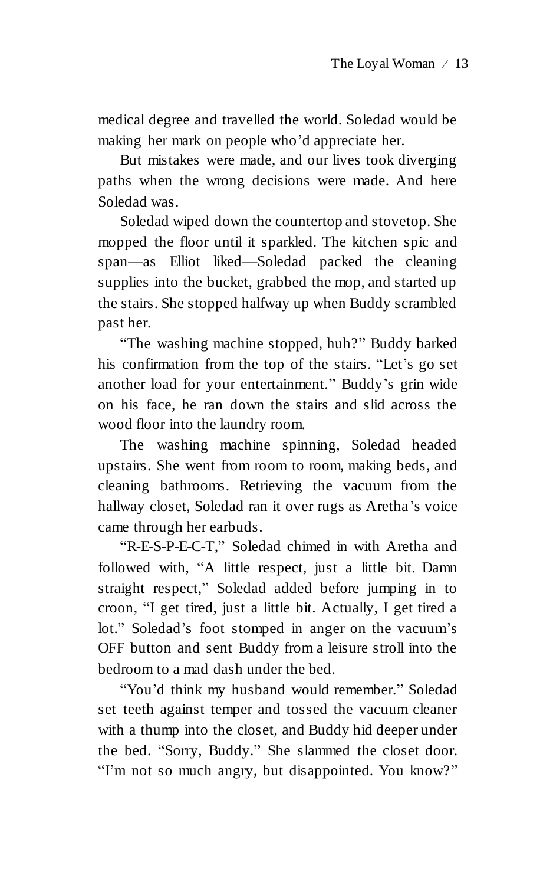medical degree and travelled the world. Soledad would be making her mark on people who'd appreciate her.

But mistakes were made, and our lives took diverging paths when the wrong decisions were made. And here Soledad was.

Soledad wiped down the countertop and stovetop. She mopped the floor until it sparkled. The kitchen spic and span—as Elliot liked—Soledad packed the cleaning supplies into the bucket, grabbed the mop, and started up the stairs. She stopped halfway up when Buddy scrambled past her.

"The washing machine stopped, huh?" Buddy barked his confirmation from the top of the stairs. "Let's go set another load for your entertainment." Buddy's grin wide on his face, he ran down the stairs and slid across the wood floor into the laundry room.

The washing machine spinning, Soledad headed upstairs. She went from room to room, making beds, and cleaning bathrooms. Retrieving the vacuum from the hallway closet, Soledad ran it over rugs as Aretha's voice came through her earbuds.

"R-E-S-P-E-C-T," Soledad chimed in with Aretha and followed with, "A little respect, just a little bit. Damn straight respect," Soledad added before jumping in to croon, "I get tired, just a little bit. Actually, I get tired a lot." Soledad's foot stomped in anger on the vacuum's OFF button and sent Buddy from a leisure stroll into the bedroom to a mad dash under the bed.

"You'd think my husband would remember." Soledad set teeth against temper and tossed the vacuum cleaner with a thump into the closet, and Buddy hid deeper under the bed. "Sorry, Buddy." She slammed the closet door. "I'm not so much angry, but disappointed. You know?"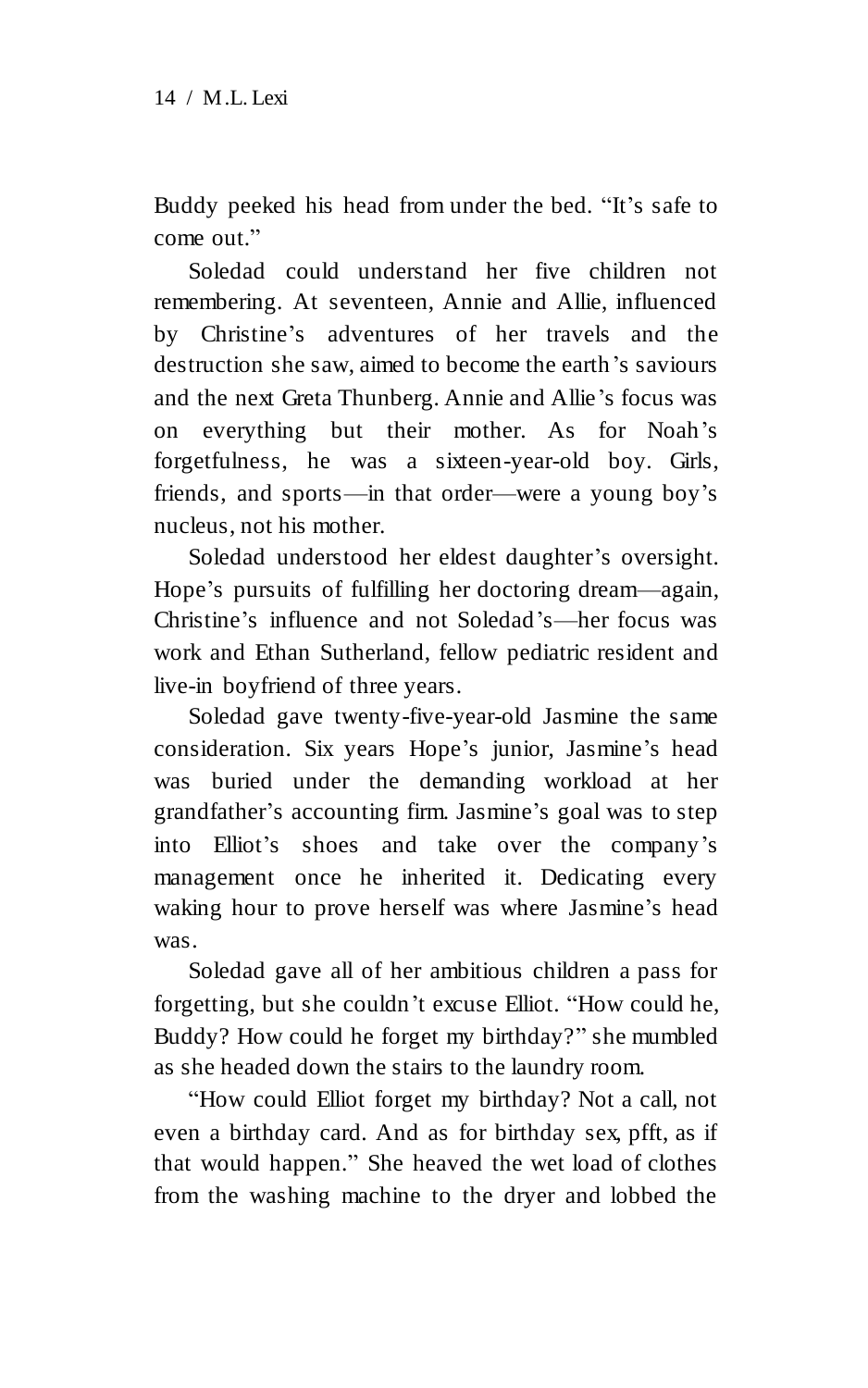Buddy peeked his head from under the bed. “It’s safe to come out.”

Soledad could understand her five children not remembering. At seventeen, Annie and Allie, influenced by Christine’s adventures of her travels and the destruction she saw, aimed to become the earth’s saviours and the next Greta Thunberg. Annie and Allie’s focus was on everything but their mother. As for Noah’s forgetfulness, he was a sixteen-year-old boy. Girls, friends, and sports—in that order—were a young boy’s nucleus, not his mother.

Soledad understood her eldest daughter’s oversight. Hope’s pursuits of fulfilling her doctoring dream—again, Christine’s influence and not Soledad’s—her focus was work and Ethan Sutherland, fellow pediatric resident and live-in boyfriend of three years.

Soledad gave twenty-five-year-old Jasmine the same consideration. Six years Hope’s junior, Jasmine’s head was buried under the demanding workload at her grandfather’s accounting firm. Jasmine’s goal was to step into Elliot’s shoes and take over the company’s management once he inherited it. Dedicating every waking hour to prove herself was where Jasmine’s head was.

Soledad gave all of her ambitious children a pass for forgetting, but she couldn’t excuse Elliot. “How could he, Buddy? How could he forget my birthday?” she mumbled as she headed down the stairs to the laundry room.

“How could Elliot forget my birthday? Not a call, not even a birthday card. And as for birthday sex, pfft, as if that would happen.” She heaved the wet load of clothes from the washing machine to the dryer and lobbed the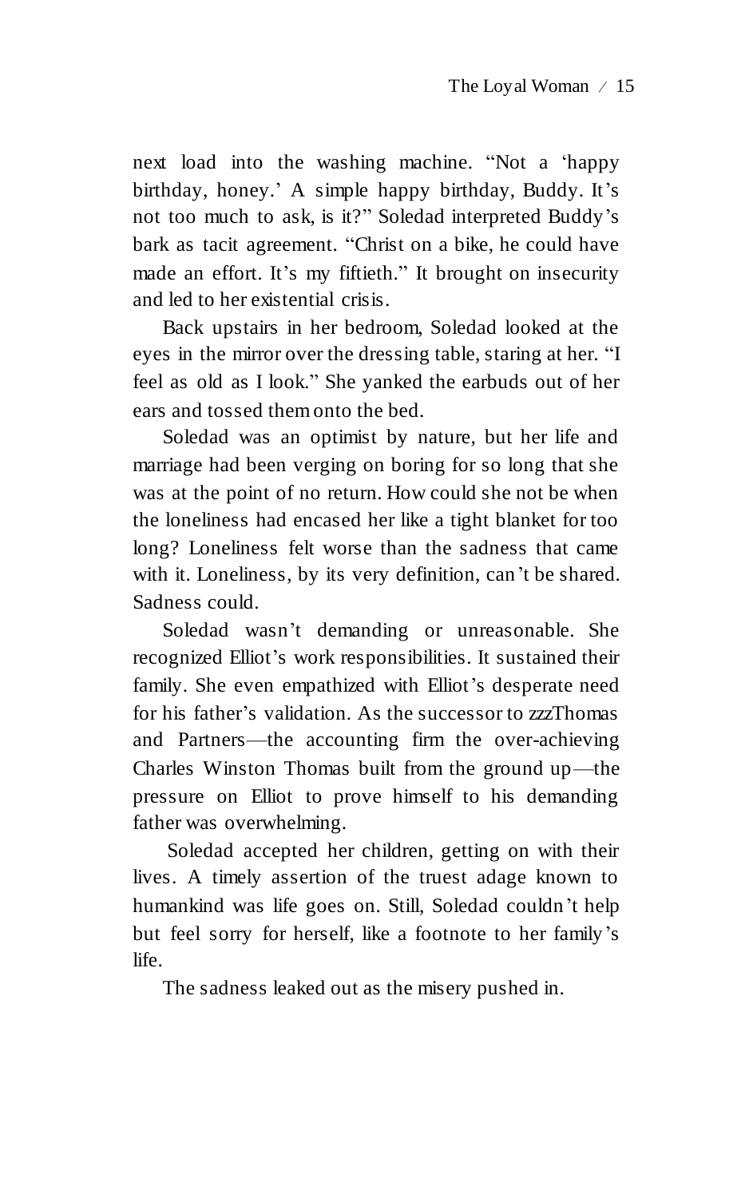next load into the washing machine. "Not a 'happy birthday, honey.' A simple happy birthday, Buddy. It's not too much to ask, is it?" Soledad interpreted Buddy's bark as tacit agreement. "Christ on a bike, he could have made an effort. It's my fiftieth." It brought on insecurity and led to her existential crisis.

Back upstairs in her bedroom, Soledad looked at the eyes in the mirror over the dressing table, staring at her. "I feel as old as I look." She yanked the earbuds out of her ears and tossed them onto the bed.

Soledad was an optimist by nature, but her life and marriage had been verging on boring for so long that she was at the point of no return. How could she not be when the loneliness had encased her like a tight blanket for too long? Loneliness felt worse than the sadness that came with it. Loneliness, by its very definition, can't be shared. Sadness could.

Soledad wasn't demanding or unreasonable. She recognized Elliot's work responsibilities. It sustained their family. She even empathized with Elliot's desperate need for his father's validation. As the successor to zzzThomas and Partners—the accounting firm the over-achieving Charles Winston Thomas built from the ground up—the pressure on Elliot to prove himself to his demanding father was overwhelming.

Soledad accepted her children, getting on with their lives. A timely assertion of the truest adage known to humankind was life goes on. Still, Soledad couldn't help but feel sorry for herself, like a footnote to her family's life.

The sadness leaked out as the misery pushed in.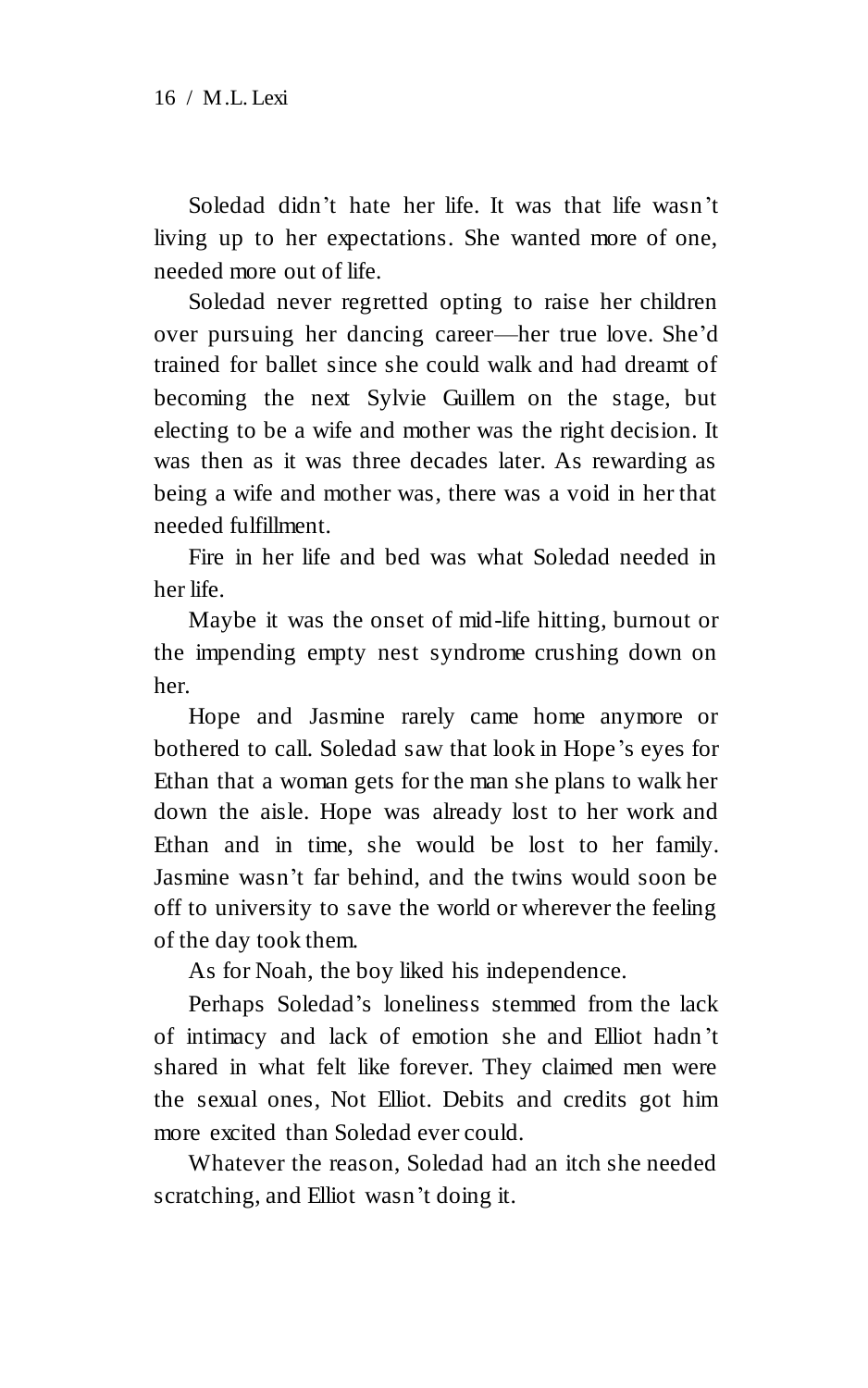Soledad didn't hate her life. It was that life wasn't living up to her expectations. She wanted more of one, needed more out of life.

Soledad never regretted opting to raise her children over pursuing her dancing career—her true love. She'd trained for ballet since she could walk and had dreamt of becoming the next Sylvie Guillem on the stage, but electing to be a wife and mother was the right decision. It was then as it was three decades later. As rewarding as being a wife and mother was, there was a void in her that needed fulfillment.

Fire in her life and bed was what Soledad needed in her life.

Maybe it was the onset of mid-life hitting, burnout or the impending empty nest syndrome crushing down on her.

Hope and Jasmine rarely came home anymore or bothered to call. Soledad saw that look in Hope's eyes for Ethan that a woman gets for the man she plans to walk her down the aisle. Hope was already lost to her work and Ethan and in time, she would be lost to her family. Jasmine wasn't far behind, and the twins would soon be off to university to save the world or wherever the feeling of the day took them.

As for Noah, the boy liked his independence.

Perhaps Soledad's loneliness stemmed from the lack of intimacy and lack of emotion she and Elliot hadn't shared in what felt like forever. They claimed men were the sexual ones, Not Elliot. Debits and credits got him more excited than Soledad ever could.

Whatever the reason, Soledad had an itch she needed scratching, and Elliot wasn't doing it.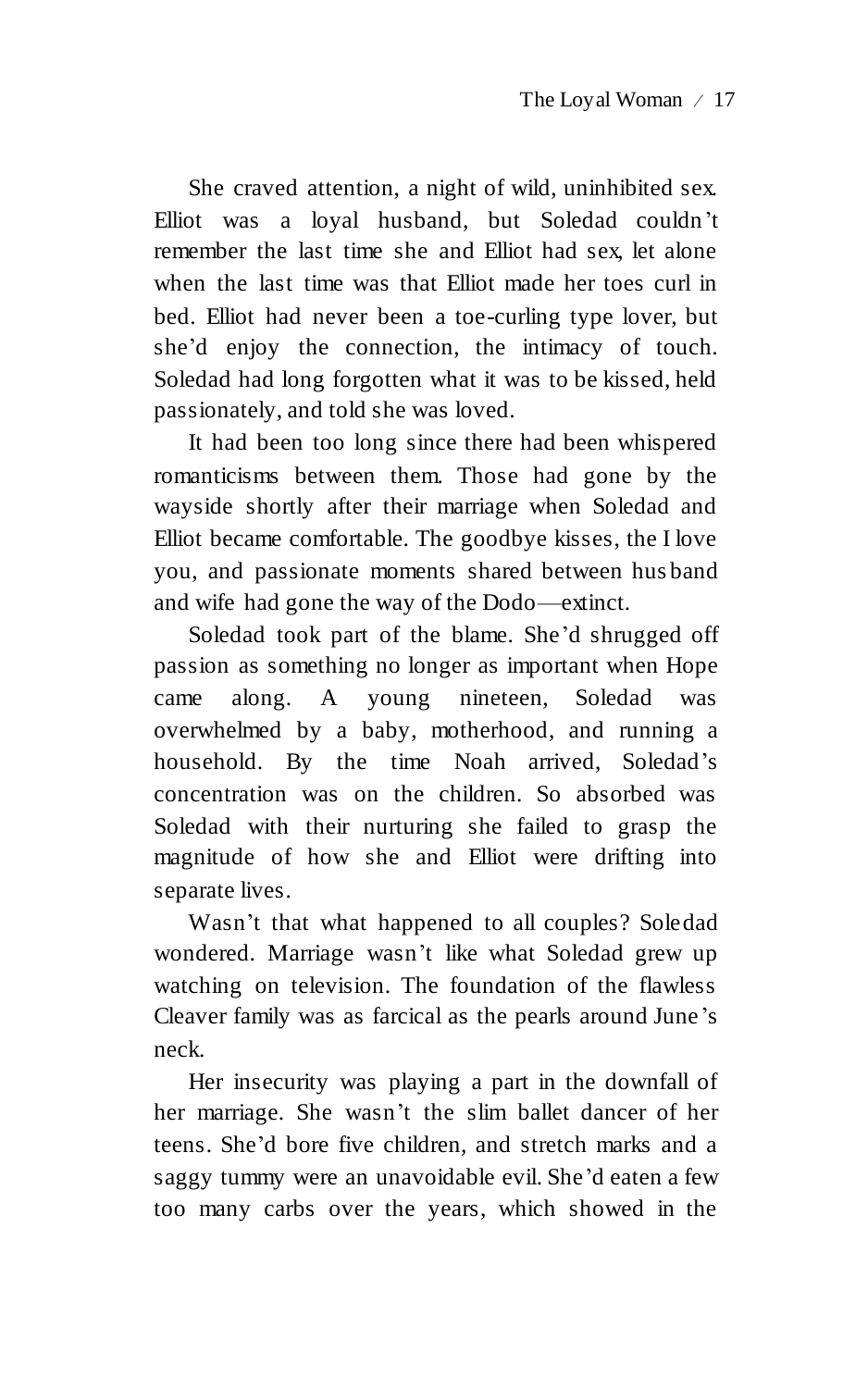She craved attention, a night of wild, uninhibited sex. Elliot was a loyal husband, but Soledad couldn't remember the last time she and Elliot had sex, let alone when the last time was that Elliot made her toes curl in bed. Elliot had never been a toe-curling type lover, but she'd enjoy the connection, the intimacy of touch. Soledad had long forgotten what it was to be kissed, held passionately, and told she was loved.

It had been too long since there had been whispered romanticisms between them. Those had gone by the wayside shortly after their marriage when Soledad and Elliot became comfortable. The goodbye kisses, the I love you, and passionate moments shared between husband and wife had gone the way of the Dodo—extinct.

Soledad took part of the blame. She'd shrugged off passion as something no longer as important when Hope came along. A young nineteen, Soledad was overwhelmed by a baby, motherhood, and running a household. By the time Noah arrived, Soledad's concentration was on the children. So absorbed was Soledad with their nurturing she failed to grasp the magnitude of how she and Elliot were drifting into separate lives.

Wasn't that what happened to all couples? Soledad wondered. Marriage wasn't like what Soledad grew up watching on television. The foundation of the flawless Cleaver family was as farcical as the pearls around June's neck.

Her insecurity was playing a part in the downfall of her marriage. She wasn't the slim ballet dancer of her teens. She'd bore five children, and stretch marks and a saggy tummy were an unavoidable evil. She'd eaten a few too many carbs over the years, which showed in the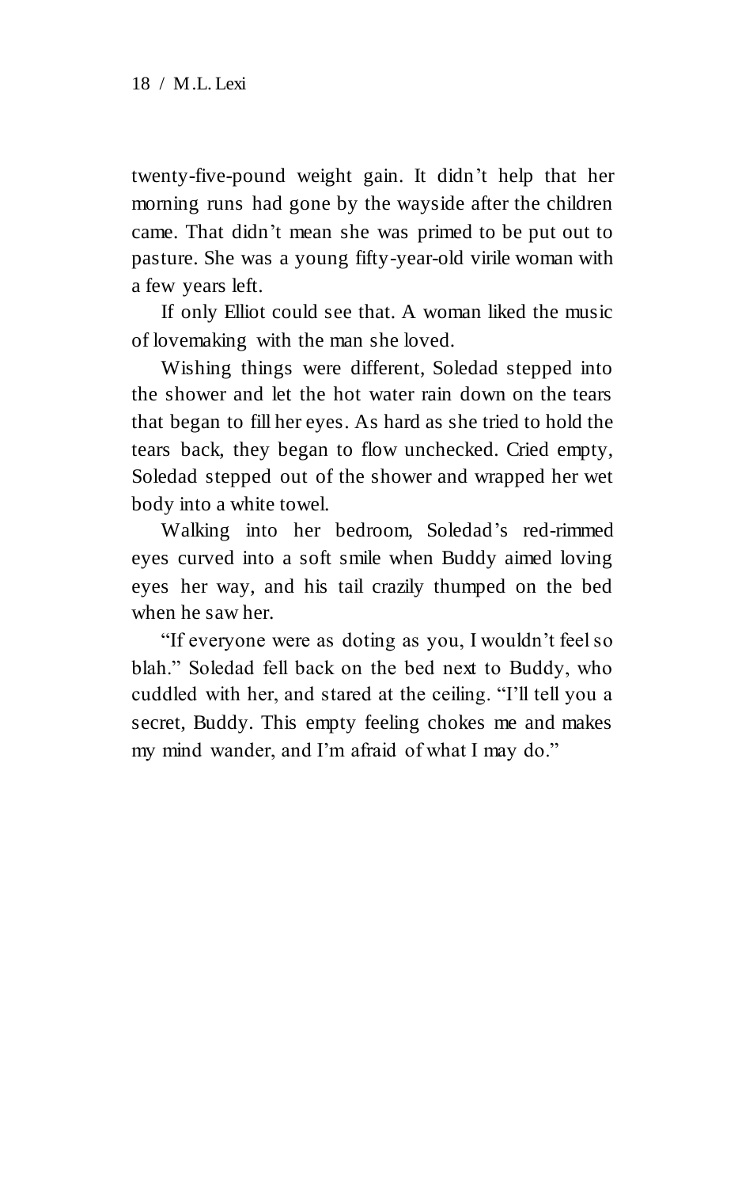twenty-five-pound weight gain. It didn't help that her morning runs had gone by the wayside after the children came. That didn't mean she was primed to be put out to pasture. She was a young fifty-year-old virile woman with a few years left.

If only Elliot could see that. A woman liked the music of lovemaking with the man she loved.

Wishing things were different, Soledad stepped into the shower and let the hot water rain down on the tears that began to fill her eyes. As hard as she tried to hold the tears back, they began to flow unchecked. Cried empty, Soledad stepped out of the shower and wrapped her wet body into a white towel.

Walking into her bedroom, Soledad's red-rimmed eyes curved into a soft smile when Buddy aimed loving eyes her way, and his tail crazily thumped on the bed when he saw her.

"If everyone were as doting as you, I wouldn't feel so blah." Soledad fell back on the bed next to Buddy, who cuddled with her, and stared at the ceiling. "I'll tell you a secret, Buddy. This empty feeling chokes me and makes my mind wander, and I'm afraid of what I may do."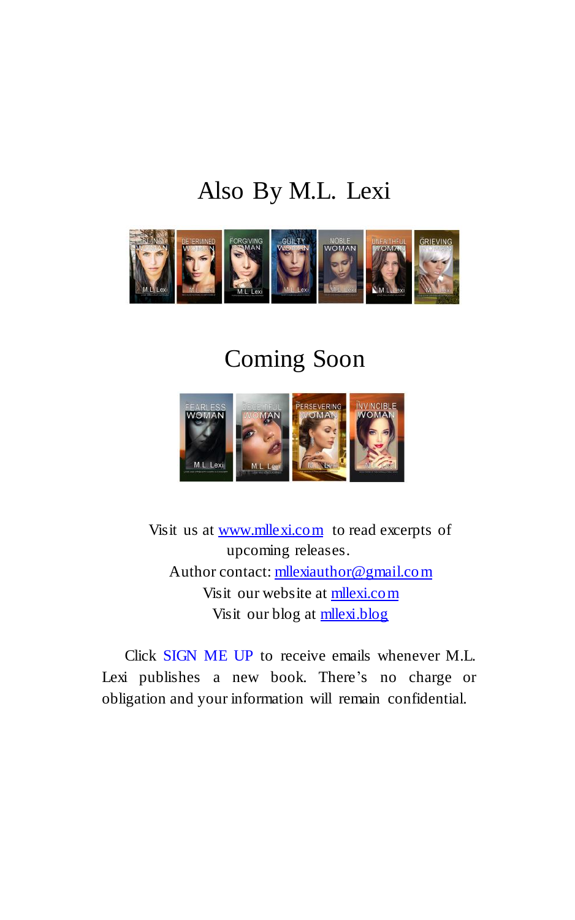# Also By M.L. Lexi

# Coming Soon

Visit us at [www.mllexi.com](http://www.mllexi.com) to read excerpts of upcoming releases.
Author contact: [mllexiauthor@gmail.com](mailto:mllexiauthor@gmail.com)
Visit our website at [mllexi.com](http://mllexi.com)
Visit our blog at [mllexi.blog](http://mllexi.blog)

Click SIGN ME UP to receive emails whenever M.L. Lexi publishes a new book. There's no charge or obligation and your information will remain confidential.